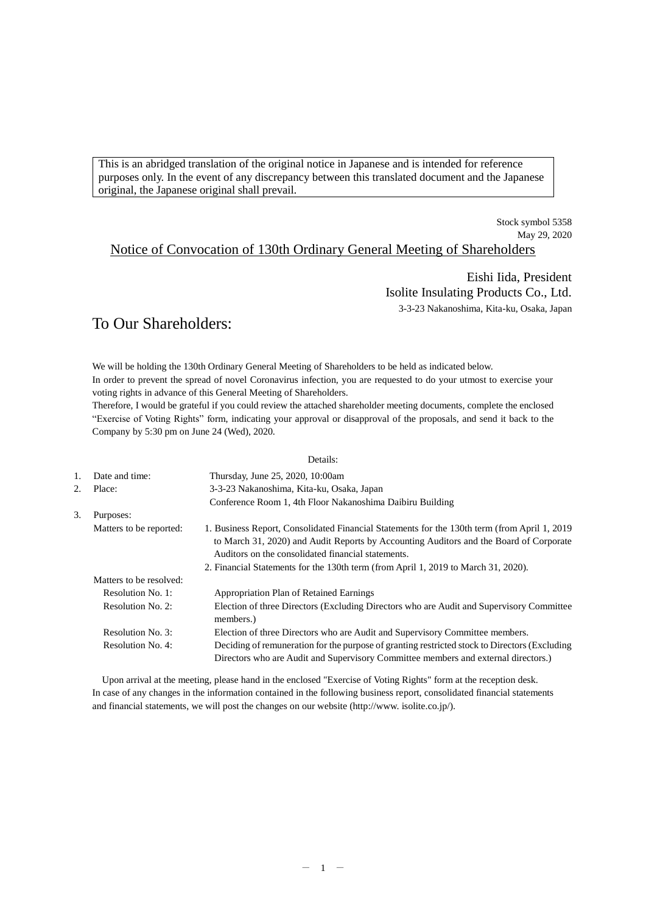This is an abridged translation of the original notice in Japanese and is intended for reference purposes only. In the event of any discrepancy between this translated document and the Japanese original, the Japanese original shall prevail.

Stock symbol 5358
May 29, 2020

# Notice of Convocation of 130th Ordinary General Meeting of Shareholders

Eishi Iida, President
Isolite Insulating Products Co., Ltd.
3-3-23 Nakanoshima, Kita-ku, Osaka, Japan

## To Our Shareholders:

We will be holding the 130th Ordinary General Meeting of Shareholders to be held as indicated below.
In order to prevent the spread of novel Coronavirus infection, you are requested to do your utmost to exercise your voting rights in advance of this General Meeting of Shareholders.
Therefore, I would be grateful if you could review the attached shareholder meeting documents, complete the enclosed "Exercise of Voting Rights" form, indicating your approval or disapproval of the proposals, and send it back to the Company by 5:30 pm on June 24 (Wed), 2020.

Details:

1. Date and time: Thursday, June 25, 2020, 10:00am
2. Place: 3-3-23 Nakanoshima, Kita-ku, Osaka, Japan
   Conference Room 1, 4th Floor Nakanoshima Daibiru Building
3. Purposes:

Matters to be reported:

1. Business Report, Consolidated Financial Statements for the 130th term (from April 1, 2019 to March 31, 2020) and Audit Reports by Accounting Auditors and the Board of Corporate Auditors on the consolidated financial statements.
2. Financial Statements for the 130th term (from April 1, 2019 to March 31, 2020).

Matters to be resolved:

- Resolution No. 1: Appropriation Plan of Retained Earnings
- Resolution No. 2: Election of three Directors (Excluding Directors who are Audit and Supervisory Committee members.)
- Resolution No. 3: Election of three Directors who are Audit and Supervisory Committee members.
- Resolution No. 4: Deciding of remuneration for the purpose of granting restricted stock to Directors (Excluding Directors who are Audit and Supervisory Committee members and external directors.)

Upon arrival at the meeting, please hand in the enclosed "Exercise of Voting Rights" form at the reception desk.
In case of any changes in the information contained in the following business report, consolidated financial statements and financial statements, we will post the changes on our website (http://www. isolite.co.jp/).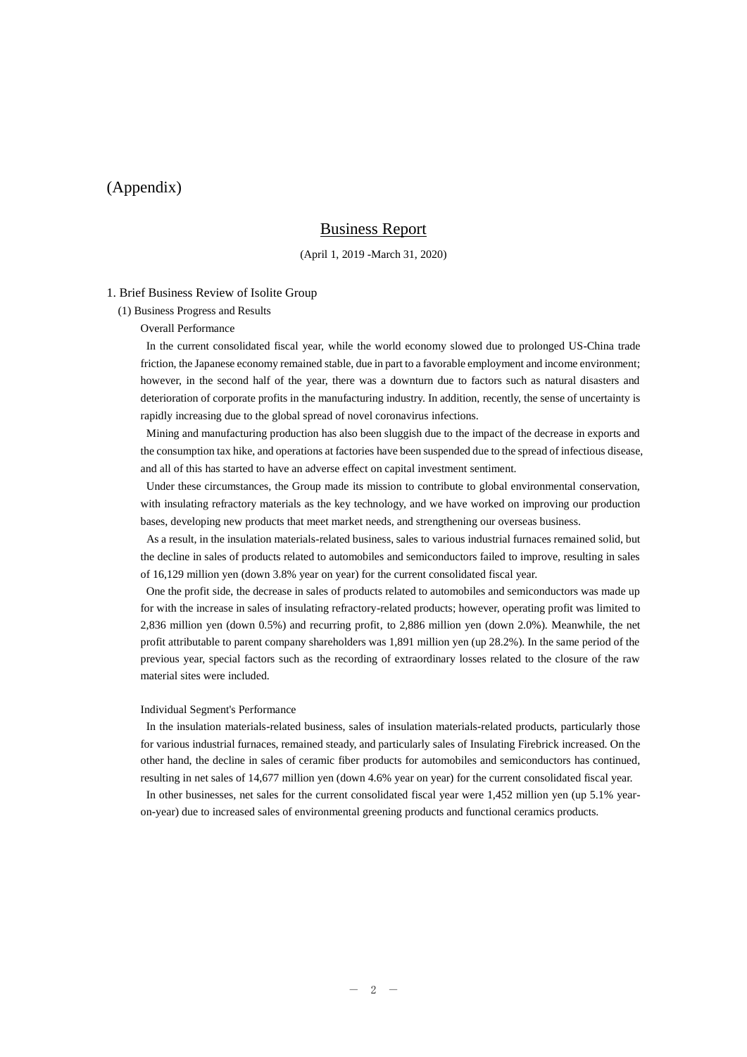(Appendix)

# Business Report

(April 1, 2019 -March 31, 2020)

## 1. Brief Business Review of Isolite Group

### (1) Business Progress and Results

Overall Performance

In the current consolidated fiscal year, while the world economy slowed due to prolonged US-China trade friction, the Japanese economy remained stable, due in part to a favorable employment and income environment; however, in the second half of the year, there was a downturn due to factors such as natural disasters and deterioration of corporate profits in the manufacturing industry. In addition, recently, the sense of uncertainty is rapidly increasing due to the global spread of novel coronavirus infections.

Mining and manufacturing production has also been sluggish due to the impact of the decrease in exports and the consumption tax hike, and operations at factories have been suspended due to the spread of infectious disease, and all of this has started to have an adverse effect on capital investment sentiment.

Under these circumstances, the Group made its mission to contribute to global environmental conservation, with insulating refractory materials as the key technology, and we have worked on improving our production bases, developing new products that meet market needs, and strengthening our overseas business.

As a result, in the insulation materials-related business, sales to various industrial furnaces remained solid, but the decline in sales of products related to automobiles and semiconductors failed to improve, resulting in sales of 16,129 million yen (down 3.8% year on year) for the current consolidated fiscal year.

One the profit side, the decrease in sales of products related to automobiles and semiconductors was made up for with the increase in sales of insulating refractory-related products; however, operating profit was limited to 2,836 million yen (down 0.5%) and recurring profit, to 2,886 million yen (down 2.0%). Meanwhile, the net profit attributable to parent company shareholders was 1,891 million yen (up 28.2%). In the same period of the previous year, special factors such as the recording of extraordinary losses related to the closure of the raw material sites were included.

Individual Segment's Performance

In the insulation materials-related business, sales of insulation materials-related products, particularly those for various industrial furnaces, remained steady, and particularly sales of Insulating Firebrick increased. On the other hand, the decline in sales of ceramic fiber products for automobiles and semiconductors has continued, resulting in net sales of 14,677 million yen (down 4.6% year on year) for the current consolidated fiscal year.

In other businesses, net sales for the current consolidated fiscal year were 1,452 million yen (up 5.1% year-on-year) due to increased sales of environmental greening products and functional ceramics products.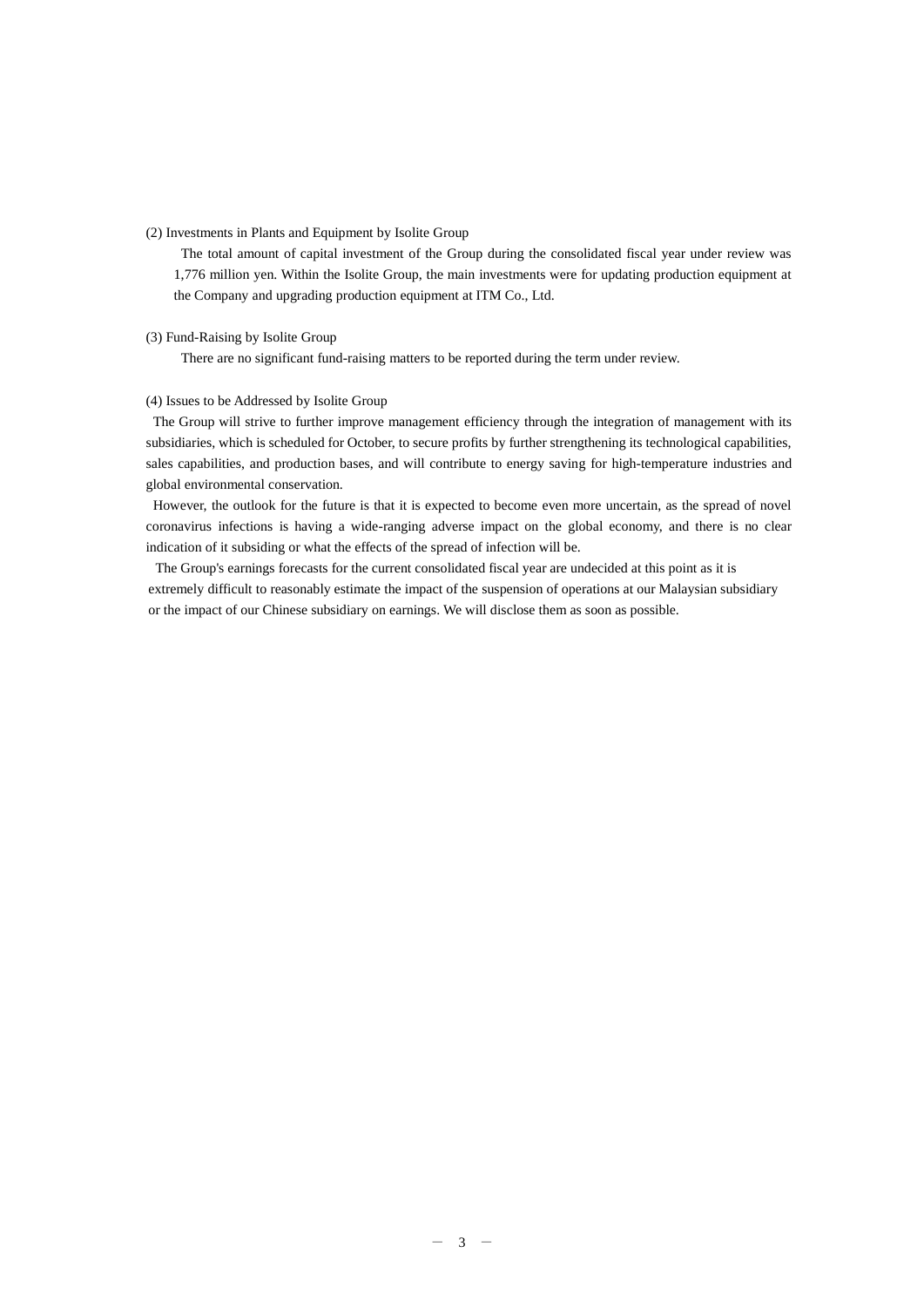(2) Investments in Plants and Equipment by Isolite Group

The total amount of capital investment of the Group during the consolidated fiscal year under review was 1,776 million yen. Within the Isolite Group, the main investments were for updating production equipment at the Company and upgrading production equipment at ITM Co., Ltd.

(3) Fund-Raising by Isolite Group

There are no significant fund-raising matters to be reported during the term under review.

(4) Issues to be Addressed by Isolite Group

The Group will strive to further improve management efficiency through the integration of management with its subsidiaries, which is scheduled for October, to secure profits by further strengthening its technological capabilities, sales capabilities, and production bases, and will contribute to energy saving for high-temperature industries and global environmental conservation.

However, the outlook for the future is that it is expected to become even more uncertain, as the spread of novel coronavirus infections is having a wide-ranging adverse impact on the global economy, and there is no clear indication of it subsiding or what the effects of the spread of infection will be.

The Group's earnings forecasts for the current consolidated fiscal year are undecided at this point as it is extremely difficult to reasonably estimate the impact of the suspension of operations at our Malaysian subsidiary or the impact of our Chinese subsidiary on earnings. We will disclose them as soon as possible.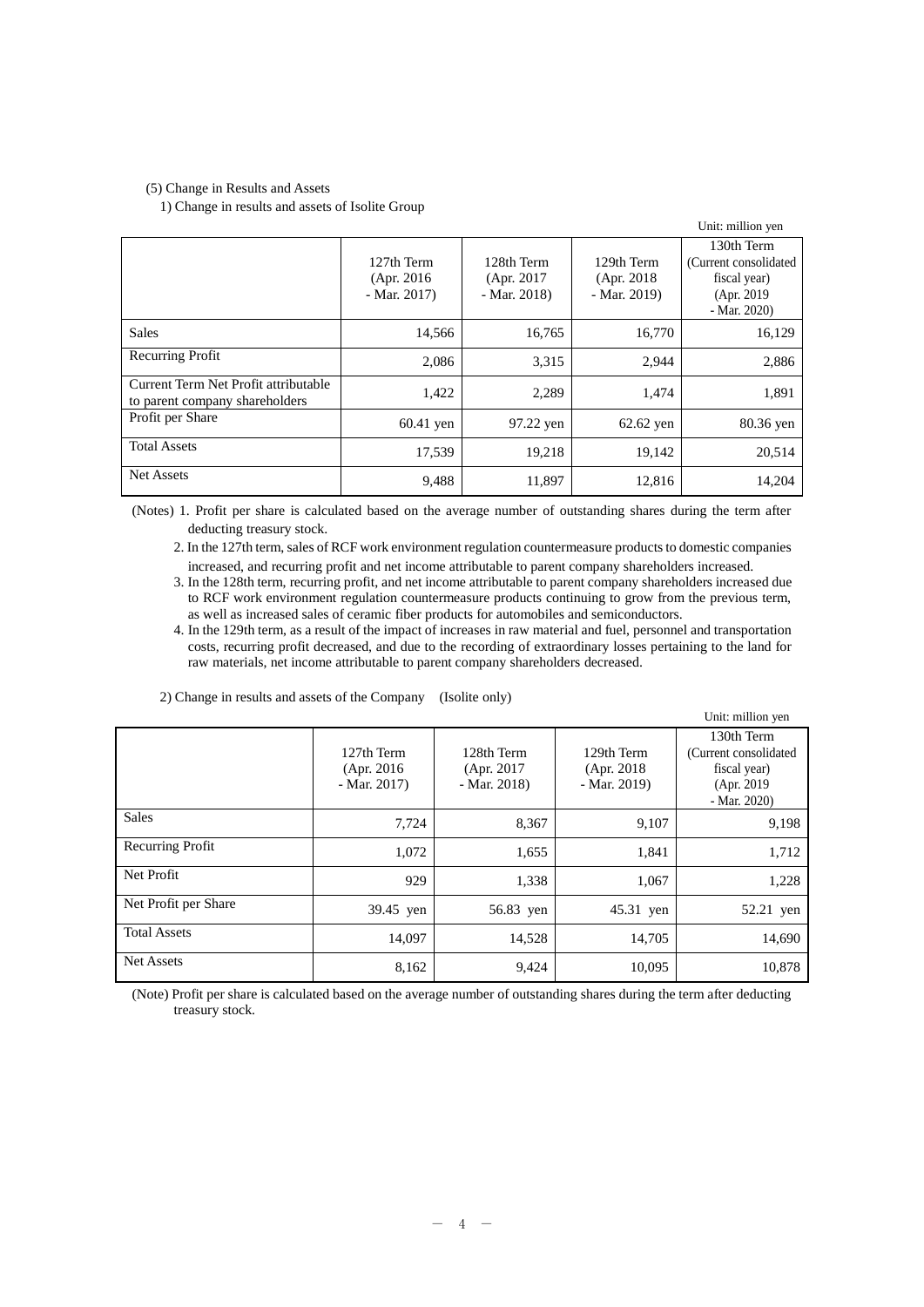(5) Change in Results and Assets

1) Change in results and assets of Isolite Group

Unit: million yen

| | 127th Term (Apr. 2016 - Mar. 2017) | 128th Term (Apr. 2017 - Mar. 2018) | 129th Term (Apr. 2018 - Mar. 2019) | 130th Term (Current consolidated fiscal year) (Apr. 2019 - Mar. 2020) |
|---|---|---|---|---|
| Sales | 14,566 | 16,765 | 16,770 | 16,129 |
| Recurring Profit | 2,086 | 3,315 | 2,944 | 2,886 |
| Current Term Net Profit attributable to parent company shareholders | 1,422 | 2,289 | 1,474 | 1,891 |
| Profit per Share | 60.41 yen | 97.22 yen | 62.62 yen | 80.36 yen |
| Total Assets | 17,539 | 19,218 | 19,142 | 20,514 |
| Net Assets | 9,488 | 11,897 | 12,816 | 14,204 |

(Notes) 1. Profit per share is calculated based on the average number of outstanding shares during the term after deducting treasury stock.

2. In the 127th term, sales of RCF work environment regulation countermeasure products to domestic companies increased, and recurring profit and net income attributable to parent company shareholders increased.
3. In the 128th term, recurring profit, and net income attributable to parent company shareholders increased due to RCF work environment regulation countermeasure products continuing to grow from the previous term, as well as increased sales of ceramic fiber products for automobiles and semiconductors.
4. In the 129th term, as a result of the impact of increases in raw material and fuel, personnel and transportation costs, recurring profit decreased, and due to the recording of extraordinary losses pertaining to the land for raw materials, net income attributable to parent company shareholders decreased.

2) Change in results and assets of the Company (Isolite only)

Unit: million yen

| | 127th Term (Apr. 2016 - Mar. 2017) | 128th Term (Apr. 2017 - Mar. 2018) | 129th Term (Apr. 2018 - Mar. 2019) | 130th Term (Current consolidated fiscal year) (Apr. 2019 - Mar. 2020) |
|---|---|---|---|---|
| Sales | 7,724 | 8,367 | 9,107 | 9,198 |
| Recurring Profit | 1,072 | 1,655 | 1,841 | 1,712 |
| Net Profit | 929 | 1,338 | 1,067 | 1,228 |
| Net Profit per Share | 39.45 yen | 56.83 yen | 45.31 yen | 52.21 yen |
| Total Assets | 14,097 | 14,528 | 14,705 | 14,690 |
| Net Assets | 8,162 | 9,424 | 10,095 | 10,878 |

(Note) Profit per share is calculated based on the average number of outstanding shares during the term after deducting treasury stock.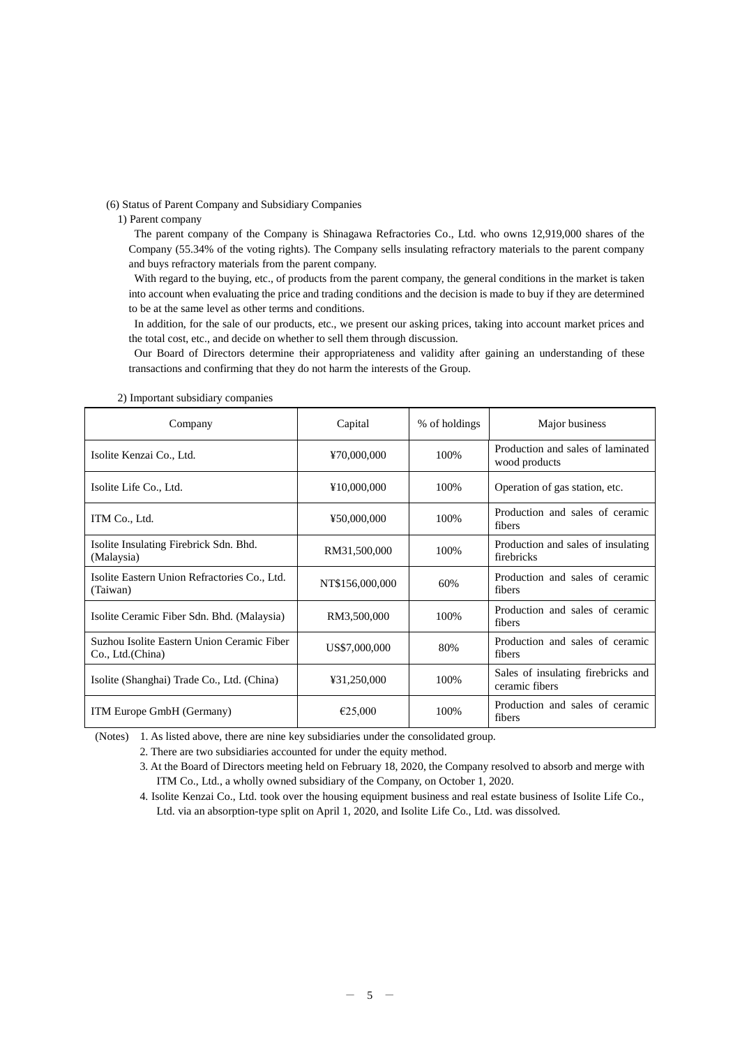(6) Status of Parent Company and Subsidiary Companies

1) Parent company

The parent company of the Company is Shinagawa Refractories Co., Ltd. who owns 12,919,000 shares of the Company (55.34% of the voting rights). The Company sells insulating refractory materials to the parent company and buys refractory materials from the parent company.

With regard to the buying, etc., of products from the parent company, the general conditions in the market is taken into account when evaluating the price and trading conditions and the decision is made to buy if they are determined to be at the same level as other terms and conditions.

In addition, for the sale of our products, etc., we present our asking prices, taking into account market prices and the total cost, etc., and decide on whether to sell them through discussion.

Our Board of Directors determine their appropriateness and validity after gaining an understanding of these transactions and confirming that they do not harm the interests of the Group.

2) Important subsidiary companies

| Company | Capital | % of holdings | Major business |
|---|---|---|---|
| Isolite Kenzai Co., Ltd. | ¥70,000,000 | 100% | Production and sales of laminated wood products |
| Isolite Life Co., Ltd. | ¥10,000,000 | 100% | Operation of gas station, etc. |
| ITM Co., Ltd. | ¥50,000,000 | 100% | Production and sales of ceramic fibers |
| Isolite Insulating Firebrick Sdn. Bhd. (Malaysia) | RM31,500,000 | 100% | Production and sales of insulating firebricks |
| Isolite Eastern Union Refractories Co., Ltd. (Taiwan) | NT$156,000,000 | 60% | Production and sales of ceramic fibers |
| Isolite Ceramic Fiber Sdn. Bhd. (Malaysia) | RM3,500,000 | 100% | Production and sales of ceramic fibers |
| Suzhou Isolite Eastern Union Ceramic Fiber Co., Ltd.(China) | US$7,000,000 | 80% | Production and sales of ceramic fibers |
| Isolite (Shanghai) Trade Co., Ltd. (China) | ¥31,250,000 | 100% | Sales of insulating firebricks and ceramic fibers |
| ITM Europe GmbH (Germany) | €25,000 | 100% | Production and sales of ceramic fibers |

(Notes) 1. As listed above, there are nine key subsidiaries under the consolidated group.

2. There are two subsidiaries accounted for under the equity method.

3. At the Board of Directors meeting held on February 18, 2020, the Company resolved to absorb and merge with ITM Co., Ltd., a wholly owned subsidiary of the Company, on October 1, 2020.

4. Isolite Kenzai Co., Ltd. took over the housing equipment business and real estate business of Isolite Life Co., Ltd. via an absorption-type split on April 1, 2020, and Isolite Life Co., Ltd. was dissolved.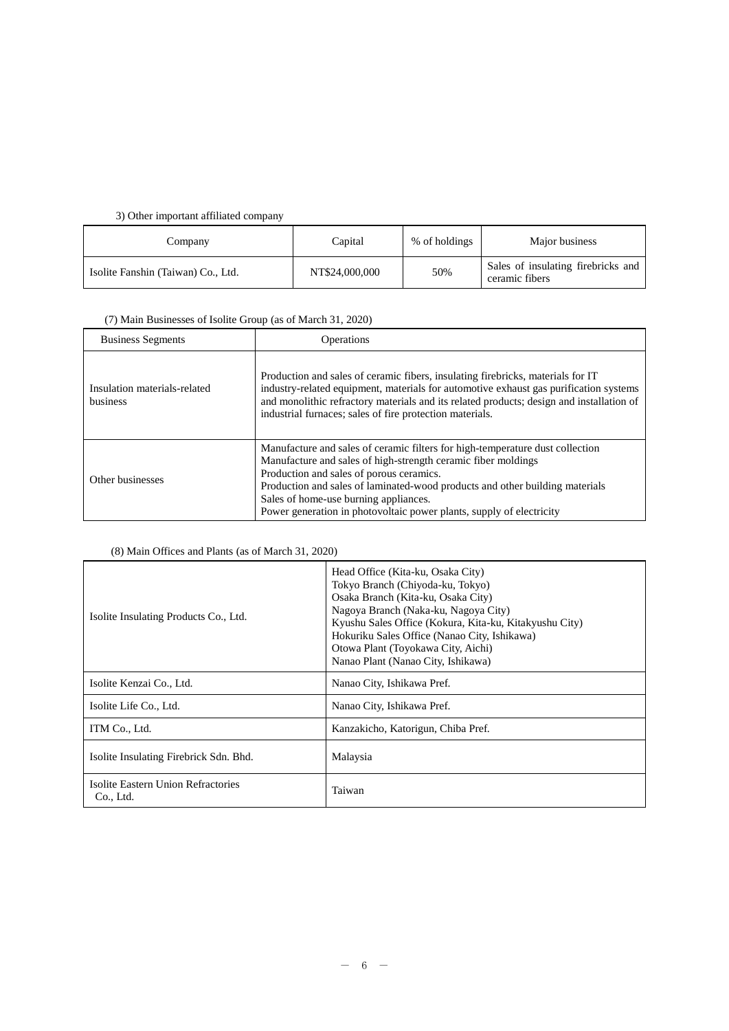3) Other important affiliated company

| Company | Capital | % of holdings | Major business |
|---|---|---|---|
| Isolite Fanshin (Taiwan) Co., Ltd. | NT$24,000,000 | 50% | Sales of insulating firebricks and ceramic fibers |

(7) Main Businesses of Isolite Group (as of March 31, 2020)

| Business Segments | Operations |
|---|---|
| Insulation materials-related business | Production and sales of ceramic fibers, insulating firebricks, materials for IT industry-related equipment, materials for automotive exhaust gas purification systems and monolithic refractory materials and its related products; design and installation of industrial furnaces; sales of fire protection materials. |
| Other businesses | Manufacture and sales of ceramic filters for high-temperature dust collection<br>Manufacture and sales of high-strength ceramic fiber moldings<br>Production and sales of porous ceramics.<br>Production and sales of laminated-wood products and other building materials<br>Sales of home-use burning appliances.<br>Power generation in photovoltaic power plants, supply of electricity |

(8) Main Offices and Plants (as of March 31, 2020)

| | |
|---|---|
| Isolite Insulating Products Co., Ltd. | Head Office (Kita-ku, Osaka City)<br>Tokyo Branch (Chiyoda-ku, Tokyo)<br>Osaka Branch (Kita-ku, Osaka City)<br>Nagoya Branch (Naka-ku, Nagoya City)<br>Kyushu Sales Office (Kokura, Kita-ku, Kitakyushu City)<br>Hokuriku Sales Office (Nanao City, Ishikawa)<br>Otowa Plant (Toyokawa City, Aichi)<br>Nanao Plant (Nanao City, Ishikawa) |
| Isolite Kenzai Co., Ltd. | Nanao City, Ishikawa Pref. |
| Isolite Life Co., Ltd. | Nanao City, Ishikawa Pref. |
| ITM Co., Ltd. | Kanzakicho, Katorigun, Chiba Pref. |
| Isolite Insulating Firebrick Sdn. Bhd. | Malaysia |
| Isolite Eastern Union Refractories Co., Ltd. | Taiwan |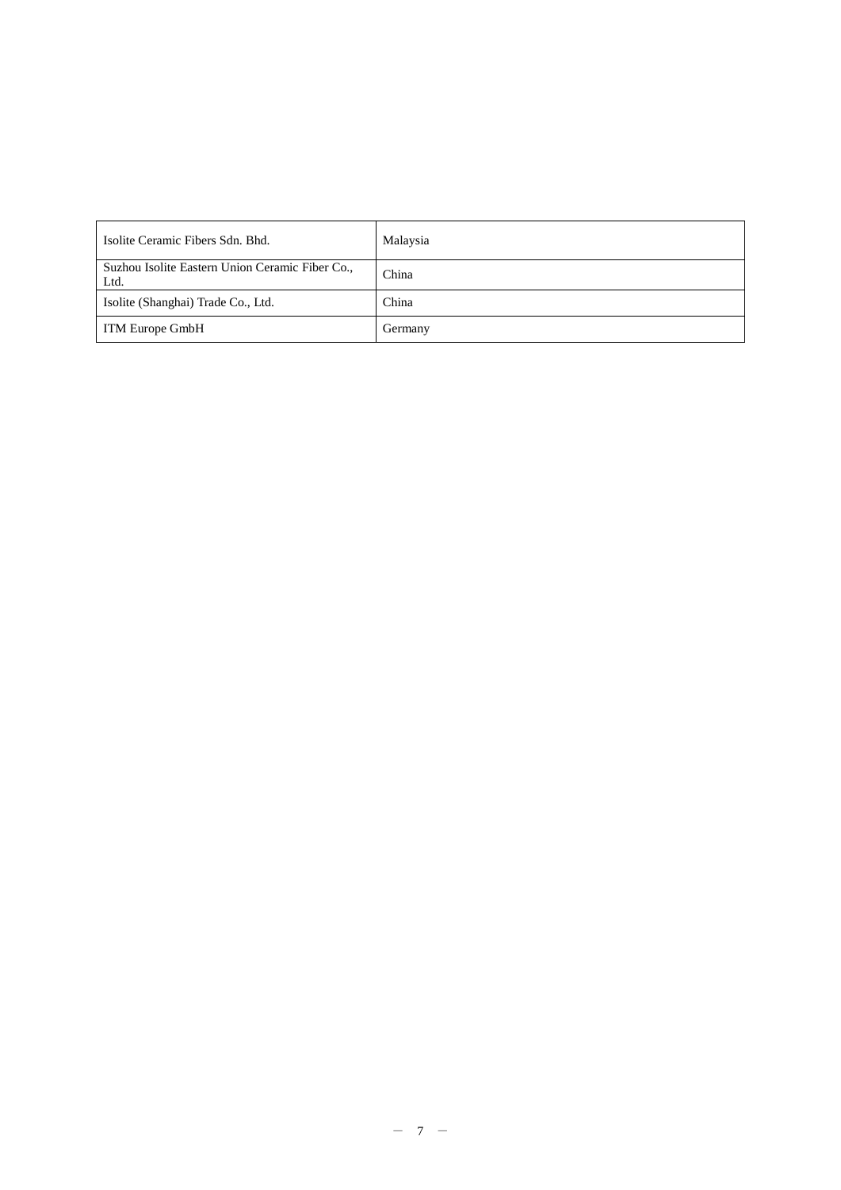| Isolite Ceramic Fibers Sdn. Bhd. | Malaysia |
|---|---|
| Suzhou Isolite Eastern Union Ceramic Fiber Co., Ltd. | China |
| Isolite (Shanghai) Trade Co., Ltd. | China |
| ITM Europe GmbH | Germany |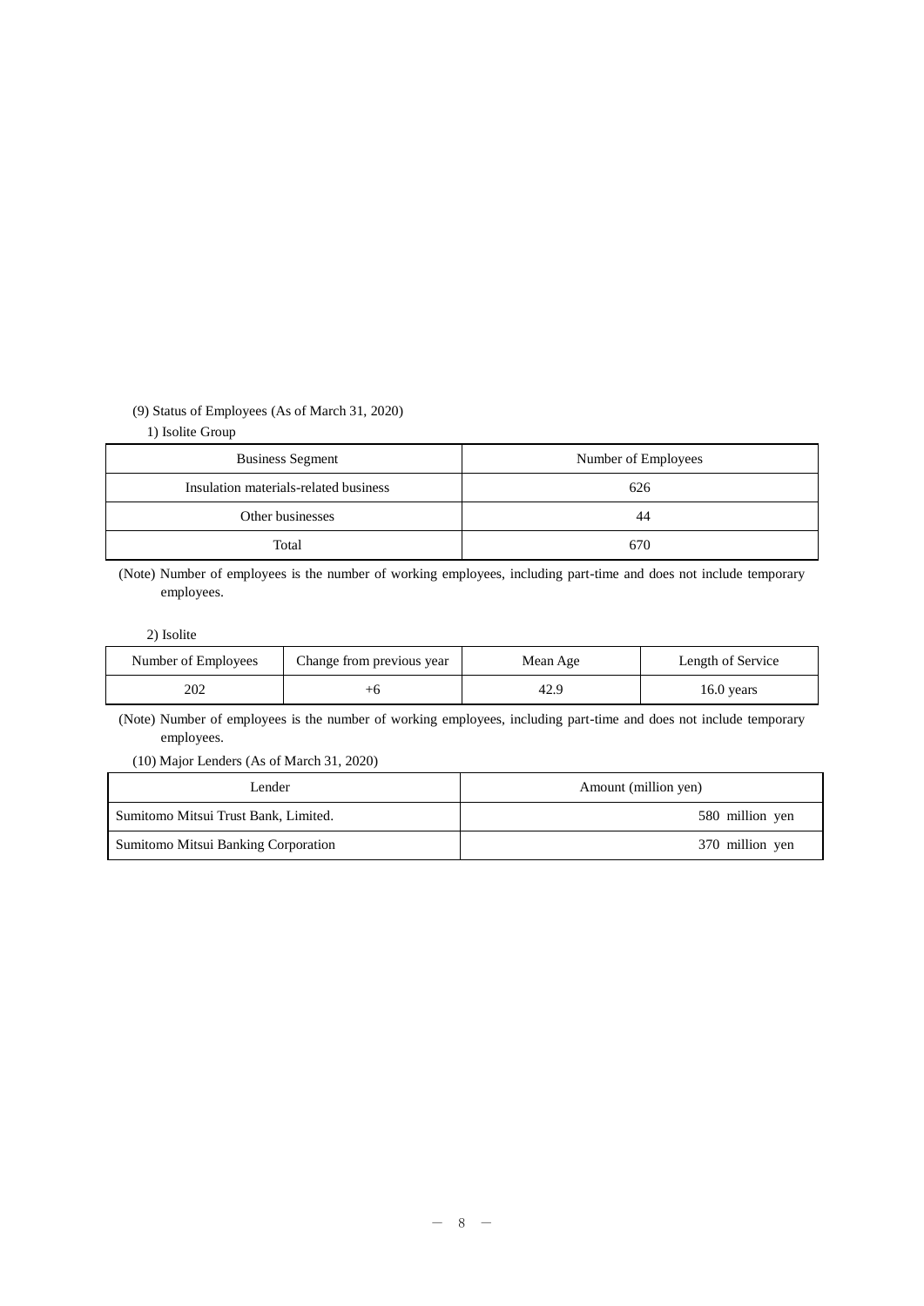(9) Status of Employees (As of March 31, 2020)

1) Isolite Group

| Business Segment | Number of Employees |
| --- | --- |
| Insulation materials-related business | 626 |
| Other businesses | 44 |
| Total | 670 |

(Note) Number of employees is the number of working employees, including part-time and does not include temporary employees.

2) Isolite

| Number of Employees | Change from previous year | Mean Age | Length of Service |
| --- | --- | --- | --- |
| 202 | +6 | 42.9 | 16.0 years |

(Note) Number of employees is the number of working employees, including part-time and does not include temporary employees.

(10) Major Lenders (As of March 31, 2020)

| Lender | Amount (million yen) |
| --- | --- |
| Sumitomo Mitsui Trust Bank, Limited. | 580 million yen |
| Sumitomo Mitsui Banking Corporation | 370 million yen |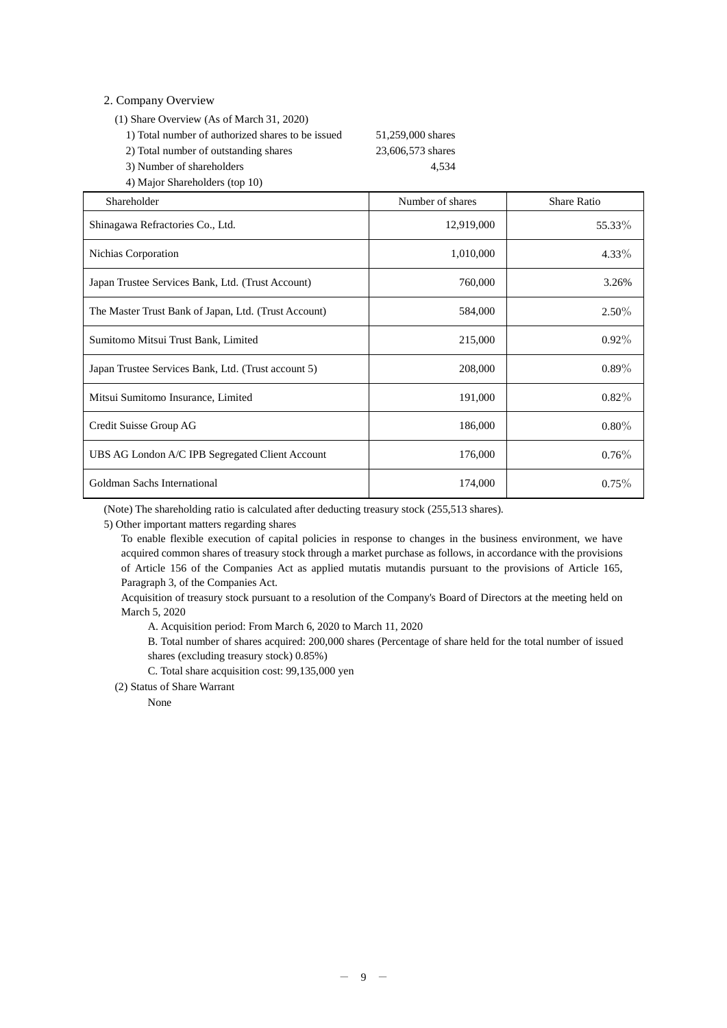## 2. Company Overview

(1) Share Overview (As of March 31, 2020)

1) Total number of authorized shares to be issued 51,259,000 shares

2) Total number of outstanding shares 23,606,573 shares

3) Number of shareholders 4,534

4) Major Shareholders (top 10)

| Shareholder | Number of shares | Share Ratio |
|---|---|---|
| Shinagawa Refractories Co., Ltd. | 12,919,000 | 55.33% |
| Nichias Corporation | 1,010,000 | 4.33% |
| Japan Trustee Services Bank, Ltd. (Trust Account) | 760,000 | 3.26% |
| The Master Trust Bank of Japan, Ltd. (Trust Account) | 584,000 | 2.50% |
| Sumitomo Mitsui Trust Bank, Limited | 215,000 | 0.92% |
| Japan Trustee Services Bank, Ltd. (Trust account 5) | 208,000 | 0.89% |
| Mitsui Sumitomo Insurance, Limited | 191,000 | 0.82% |
| Credit Suisse Group AG | 186,000 | 0.80% |
| UBS AG London A/C IPB Segregated Client Account | 176,000 | 0.76% |
| Goldman Sachs International | 174,000 | 0.75% |

(Note) The shareholding ratio is calculated after deducting treasury stock (255,513 shares).

5) Other important matters regarding shares

To enable flexible execution of capital policies in response to changes in the business environment, we have acquired common shares of treasury stock through a market purchase as follows, in accordance with the provisions of Article 156 of the Companies Act as applied mutatis mutandis pursuant to the provisions of Article 165, Paragraph 3, of the Companies Act.

Acquisition of treasury stock pursuant to a resolution of the Company's Board of Directors at the meeting held on March 5, 2020

A. Acquisition period: From March 6, 2020 to March 11, 2020

B. Total number of shares acquired: 200,000 shares (Percentage of share held for the total number of issued shares (excluding treasury stock) 0.85%)

C. Total share acquisition cost: 99,135,000 yen

(2) Status of Share Warrant

None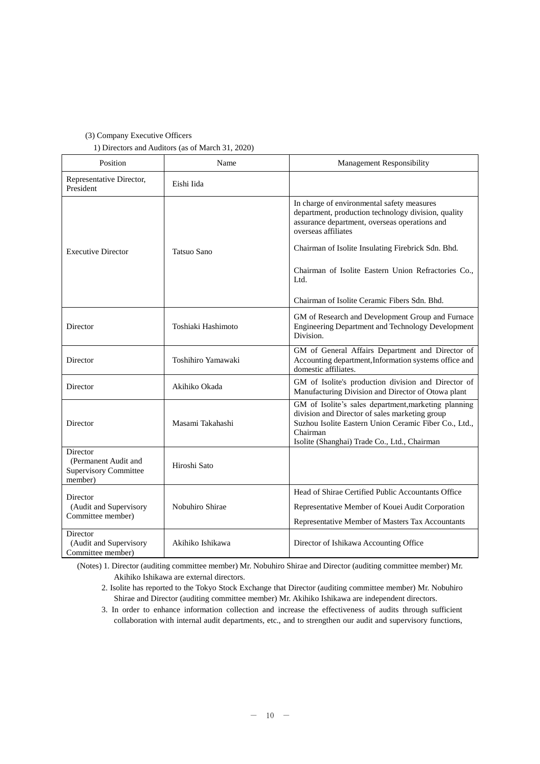(3) Company Executive Officers

1) Directors and Auditors (as of March 31, 2020)

| Position | Name | Management Responsibility |
|---|---|---|
| Representative Director, President | Eishi Iida | |
| Executive Director | Tatsuo Sano | In charge of environmental safety measures department, production technology division, quality assurance department, overseas operations and overseas affiliates<br>Chairman of Isolite Insulating Firebrick Sdn. Bhd.<br>Chairman of Isolite Eastern Union Refractories Co., Ltd.<br>Chairman of Isolite Ceramic Fibers Sdn. Bhd. |
| Director | Toshiaki Hashimoto | GM of Research and Development Group and Furnace Engineering Department and Technology Development Division. |
| Director | Toshihiro Yamawaki | GM of General Affairs Department and Director of Accounting department,Information systems office and domestic affiliates. |
| Director | Akihiko Okada | GM of Isolite's production division and Director of Manufacturing Division and Director of Otowa plant |
| Director | Masami Takahashi | GM of Isolite's sales department,marketing planning division and Director of sales marketing group<br>Suzhou Isolite Eastern Union Ceramic Fiber Co., Ltd., Chairman<br>Isolite (Shanghai) Trade Co., Ltd., Chairman |
| Director (Permanent Audit and Supervisory Committee member) | Hiroshi Sato | |
| Director (Audit and Supervisory Committee member) | Nobuhiro Shirae | Head of Shirae Certified Public Accountants Office<br>Representative Member of Kouei Audit Corporation<br>Representative Member of Masters Tax Accountants |
| Director (Audit and Supervisory Committee member) | Akihiko Ishikawa | Director of Ishikawa Accounting Office |

(Notes) 1. Director (auditing committee member) Mr. Nobuhiro Shirae and Director (auditing committee member) Mr. Akihiko Ishikawa are external directors.

2. Isolite has reported to the Tokyo Stock Exchange that Director (auditing committee member) Mr. Nobuhiro Shirae and Director (auditing committee member) Mr. Akihiko Ishikawa are independent directors.

3. In order to enhance information collection and increase the effectiveness of audits through sufficient collaboration with internal audit departments, etc., and to strengthen our audit and supervisory functions,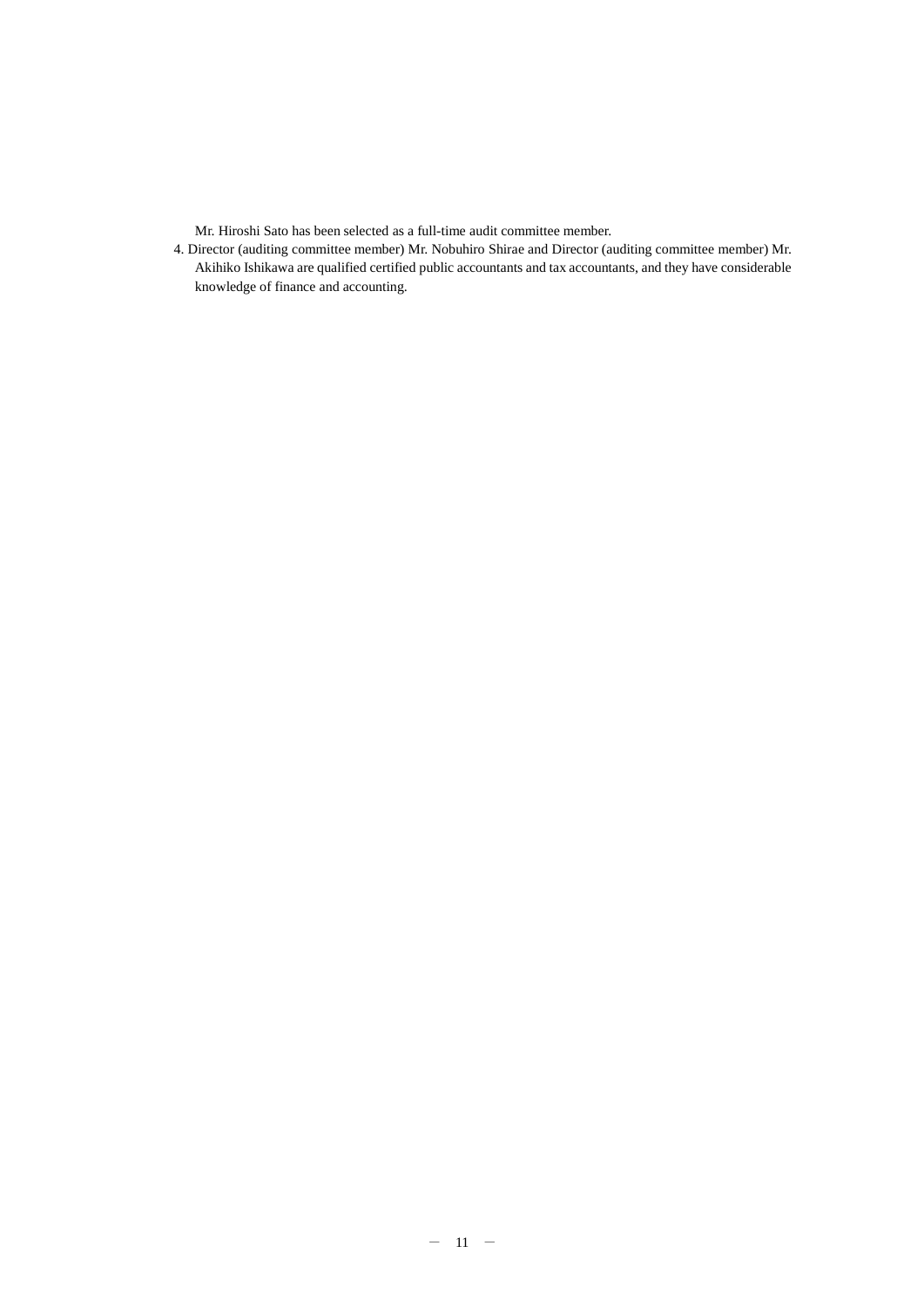Mr. Hiroshi Sato has been selected as a full-time audit committee member.

4. Director (auditing committee member) Mr. Nobuhiro Shirae and Director (auditing committee member) Mr. Akihiko Ishikawa are qualified certified public accountants and tax accountants, and they have considerable knowledge of finance and accounting.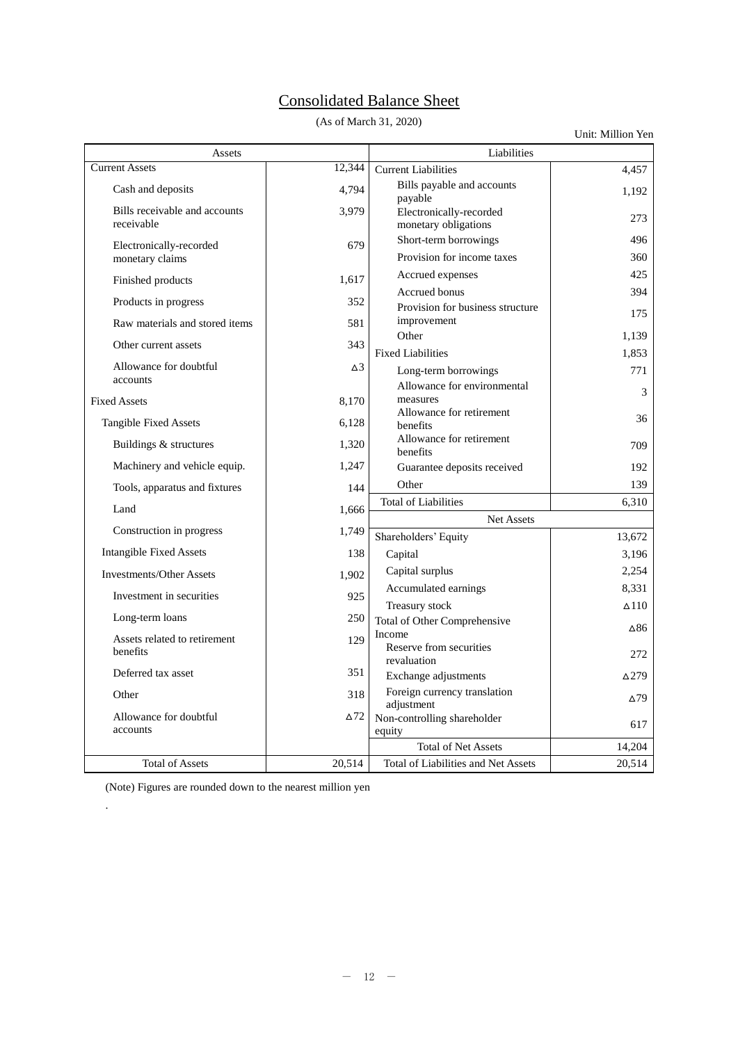# Consolidated Balance Sheet

(As of March 31, 2020)

Unit: Million Yen

| Assets | | Liabilities | |
|---|---|---|---|
| Current Assets | 12,344 | Current Liabilities | 4,457 |
| Cash and deposits | 4,794 | Bills payable and accounts payable | 1,192 |
| Bills receivable and accounts receivable | 3,979 | Electronically-recorded monetary obligations | 273 |
| Electronically-recorded monetary claims | 679 | Short-term borrowings | 496 |
| | | Provision for income taxes | 360 |
| Finished products | 1,617 | Accrued expenses | 425 |
| Products in progress | 352 | Accrued bonus | 394 |
| Raw materials and stored items | 581 | Provision for business structure improvement | 175 |
| Other current assets | 343 | Other | 1,139 |
| | | Fixed Liabilities | 1,853 |
| Allowance for doubtful accounts | △3 | Long-term borrowings | 771 |
| Fixed Assets | 8,170 | Allowance for environmental measures | 3 |
| Tangible Fixed Assets | 6,128 | Allowance for retirement benefits | 36 |
| Buildings & structures | 1,320 | Allowance for retirement benefits | 709 |
| Machinery and vehicle equip. | 1,247 | Guarantee deposits received | 192 |
| Tools, apparatus and fixtures | 144 | Other | 139 |
| Land | 1,666 | Total of Liabilities | 6,310 |
| | | Net Assets | |
| Construction in progress | 1,749 | Shareholders' Equity | 13,672 |
| Intangible Fixed Assets | 138 | Capital | 3,196 |
| Investments/Other Assets | 1,902 | Capital surplus | 2,254 |
| Investment in securities | 925 | Accumulated earnings | 8,331 |
| | | Treasury stock | △110 |
| Long-term loans | 250 | Total of Other Comprehensive Income | △86 |
| Assets related to retirement benefits | 129 | Reserve from securities revaluation | 272 |
| Deferred tax asset | 351 | Exchange adjustments | △279 |
| Other | 318 | Foreign currency translation adjustment | △79 |
| Allowance for doubtful accounts | △72 | Non-controlling shareholder equity | 617 |
| | | Total of Net Assets | 14,204 |
| Total of Assets | 20,514 | Total of Liabilities and Net Assets | 20,514 |

(Note) Figures are rounded down to the nearest million yen

.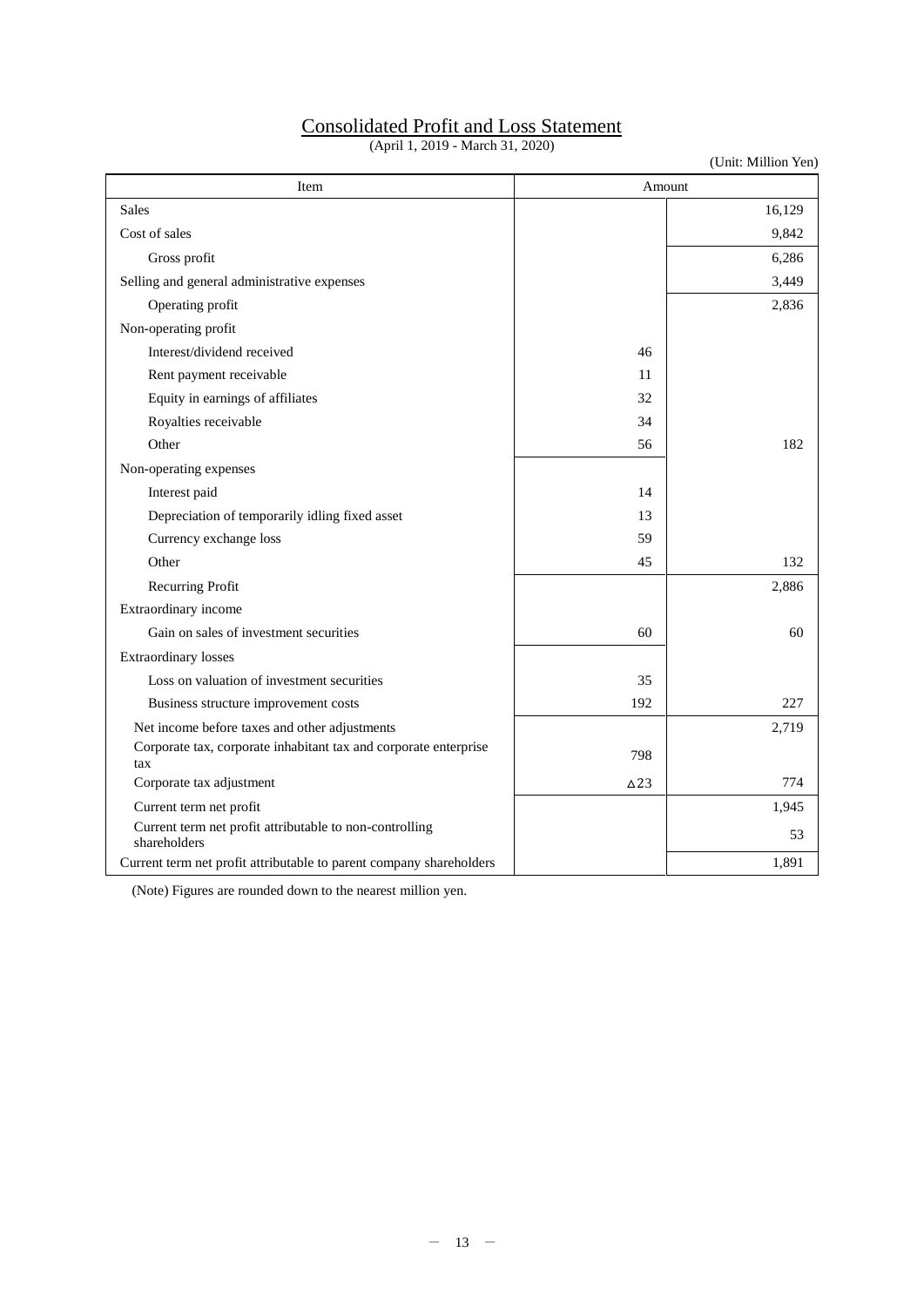# Consolidated Profit and Loss Statement

(April 1, 2019 - March 31, 2020)

(Unit: Million Yen)

| Item | Amount | |
|---|---|---|
| Sales | | 16,129 |
| Cost of sales | | 9,842 |
| Gross profit | | 6,286 |
| Selling and general administrative expenses | | 3,449 |
| Operating profit | | 2,836 |
| Non-operating profit | | |
| Interest/dividend received | 46 | |
| Rent payment receivable | 11 | |
| Equity in earnings of affiliates | 32 | |
| Royalties receivable | 34 | |
| Other | 56 | 182 |
| Non-operating expenses | | |
| Interest paid | 14 | |
| Depreciation of temporarily idling fixed asset | 13 | |
| Currency exchange loss | 59 | |
| Other | 45 | 132 |
| Recurring Profit | | 2,886 |
| Extraordinary income | | |
| Gain on sales of investment securities | 60 | 60 |
| Extraordinary losses | | |
| Loss on valuation of investment securities | 35 | |
| Business structure improvement costs | 192 | 227 |
| Net income before taxes and other adjustments | | 2,719 |
| Corporate tax, corporate inhabitant tax and corporate enterprise tax | 798 | |
| Corporate tax adjustment | △23 | 774 |
| Current term net profit | | 1,945 |
| Current term net profit attributable to non-controlling shareholders | | 53 |
| Current term net profit attributable to parent company shareholders | | 1,891 |

(Note) Figures are rounded down to the nearest million yen.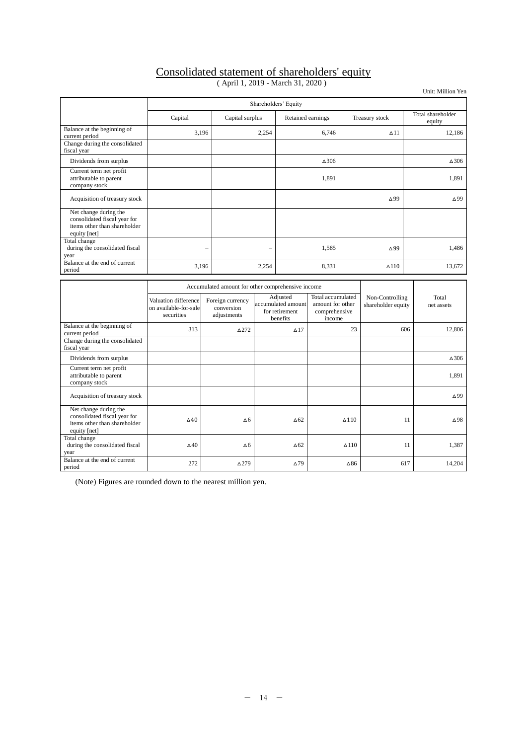# Consolidated statement of shareholders' equity

( April 1, 2019 - March 31, 2020 )

Unit: Million Yen

| | Shareholders' Equity | | | | |
|---|---|---|---|---|---|
| | Capital | Capital surplus | Retained earnings | Treasury stock | Total shareholder equity |
| Balance at the beginning of current period | 3,196 | 2,254 | 6,746 | △11 | 12,186 |
| Change during the consolidated fiscal year | | | | | |
| Dividends from surplus | | | △306 | | △306 |
| Current term net profit attributable to parent company stock | | | 1,891 | | 1,891 |
| Acquisition of treasury stock | | | | △99 | △99 |
| Net change during the consolidated fiscal year for items other than shareholder equity [net] | | | | | |
| Total change during the consolidated fiscal year | – | – | 1,585 | △99 | 1,486 |
| Balance at the end of current period | 3,196 | 2,254 | 8,331 | △110 | 13,672 |

| | Accumulated amount for other comprehensive income | | | | Non-Controlling shareholder equity | Total net assets |
|---|---|---|---|---|---|---|
| | Valuation difference on available-for-sale securities | Foreign currency conversion adjustments | Adjusted accumulated amount for retirement benefits | Total accumulated amount for other comprehensive income | | |
| Balance at the beginning of current period | 313 | △272 | △17 | 23 | 606 | 12,806 |
| Change during the consolidated fiscal year | | | | | | |
| Dividends from surplus | | | | | | △306 |
| Current term net profit attributable to parent company stock | | | | | | 1,891 |
| Acquisition of treasury stock | | | | | | △99 |
| Net change during the consolidated fiscal year for items other than shareholder equity [net] | △40 | △6 | △62 | △110 | 11 | △98 |
| Total change during the consolidated fiscal year | △40 | △6 | △62 | △110 | 11 | 1,387 |
| Balance at the end of current period | 272 | △279 | △79 | △86 | 617 | 14,204 |

(Note) Figures are rounded down to the nearest million yen.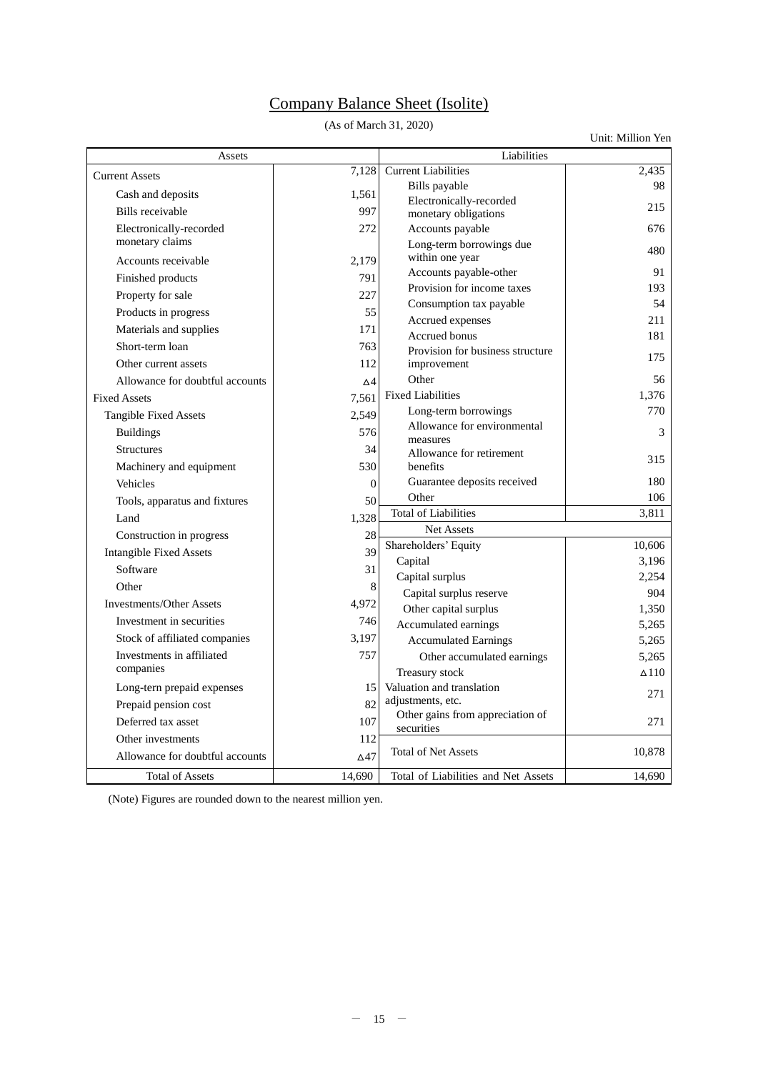# Company Balance Sheet (Isolite)

(As of March 31, 2020)

Unit: Million Yen

| Assets | | Liabilities | |
|---|---|---|---|
| Current Assets | 7,128 | Current Liabilities | 2,435 |
| Cash and deposits | 1,561 | Bills payable | 98 |
| Bills receivable | 997 | Electronically-recorded monetary obligations | 215 |
| Electronically-recorded monetary claims | 272 | Accounts payable | 676 |
| Accounts receivable | 2,179 | Long-term borrowings due within one year | 480 |
| Finished products | 791 | Accounts payable-other | 91 |
| Property for sale | 227 | Provision for income taxes | 193 |
| Products in progress | 55 | Consumption tax payable | 54 |
| Materials and supplies | 171 | Accrued expenses | 211 |
| Short-term loan | 763 | Accrued bonus | 181 |
| Other current assets | 112 | Provision for business structure improvement | 175 |
| Allowance for doubtful accounts | △4 | Other | 56 |
| Fixed Assets | 7,561 | Fixed Liabilities | 1,376 |
| Tangible Fixed Assets | 2,549 | Long-term borrowings | 770 |
| Buildings | 576 | Allowance for environmental measures | 3 |
| Structures | 34 | Allowance for retirement benefits | 315 |
| Machinery and equipment | 530 | Guarantee deposits received | 180 |
| Vehicles | 0 | Other | 106 |
| Tools, apparatus and fixtures | 50 | Total of Liabilities | 3,811 |
| Land | 1,328 | Net Assets | |
| Construction in progress | 28 | Shareholders' Equity | 10,606 |
| Intangible Fixed Assets | 39 | Capital | 3,196 |
| Software | 31 | Capital surplus | 2,254 |
| Other | 8 | Capital surplus reserve | 904 |
| Investments/Other Assets | 4,972 | Other capital surplus | 1,350 |
| Investment in securities | 746 | Accumulated earnings | 5,265 |
| Stock of affiliated companies | 3,197 | Accumulated Earnings | 5,265 |
| Investments in affiliated companies | 757 | Other accumulated earnings | 5,265 |
| | | Treasury stock | △110 |
| Long-tern prepaid expenses | 15 | Valuation and translation adjustments, etc. | 271 |
| Prepaid pension cost | 82 | | |
| Deferred tax asset | 107 | Other gains from appreciation of securities | 271 |
| Other investments | 112 | | |
| Allowance for doubtful accounts | △47 | Total of Net Assets | 10,878 |
| Total of Assets | 14,690 | Total of Liabilities and Net Assets | 14,690 |

(Note) Figures are rounded down to the nearest million yen.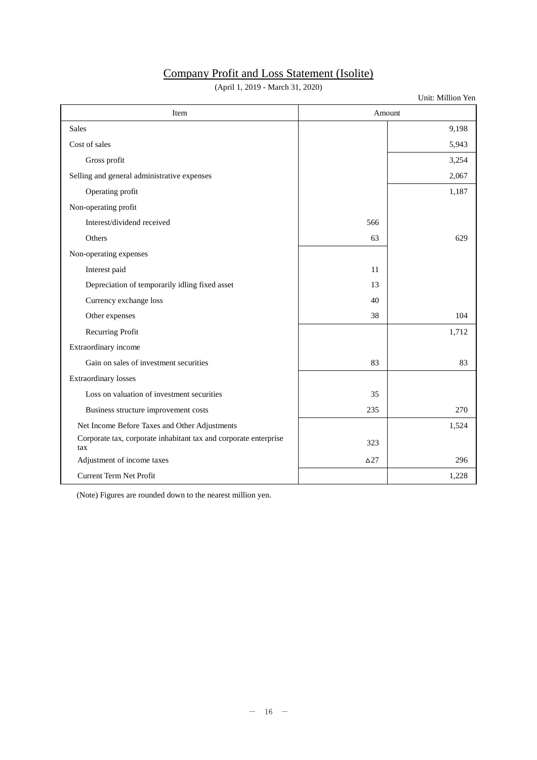# Company Profit and Loss Statement (Isolite)

(April 1, 2019 - March 31, 2020)

Unit: Million Yen

| Item | Amount | |
|---|---|---|
| Sales | | 9,198 |
| Cost of sales | | 5,943 |
| Gross profit | | 3,254 |
| Selling and general administrative expenses | | 2,067 |
| Operating profit | | 1,187 |
| Non-operating profit | | |
| Interest/dividend received | 566 | |
| Others | 63 | 629 |
| Non-operating expenses | | |
| Interest paid | 11 | |
| Depreciation of temporarily idling fixed asset | 13 | |
| Currency exchange loss | 40 | |
| Other expenses | 38 | 104 |
| Recurring Profit | | 1,712 |
| Extraordinary income | | |
| Gain on sales of investment securities | 83 | 83 |
| Extraordinary losses | | |
| Loss on valuation of investment securities | 35 | |
| Business structure improvement costs | 235 | 270 |
| Net Income Before Taxes and Other Adjustments | | 1,524 |
| Corporate tax, corporate inhabitant tax and corporate enterprise tax | 323 | |
| Adjustment of income taxes | △27 | 296 |
| Current Term Net Profit | | 1,228 |

(Note) Figures are rounded down to the nearest million yen.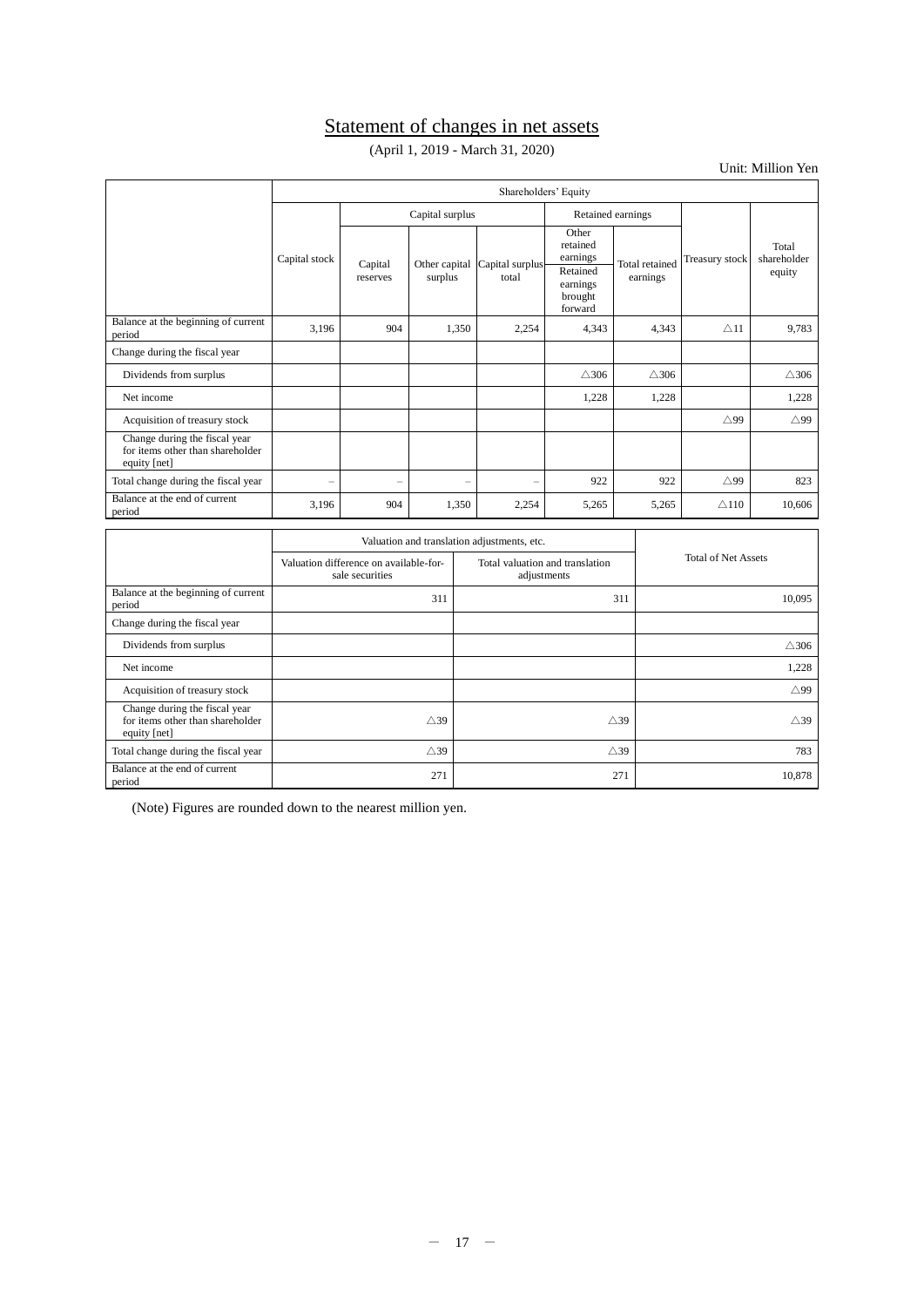# Statement of changes in net assets

(April 1, 2019 - March 31, 2020)

Unit: Million Yen

| | Shareholders' Equity | | | | | | | |
|---|---|---|---|---|---|---|---|---|
| | Capital stock | Capital surplus | | | Retained earnings | | Treasury stock | Total shareholder equity |
| | | Capital reserves | Other capital surplus | Capital surplus total | Other retained earnings<br>Retained earnings brought forward | Total retained earnings | | |
| Balance at the beginning of current period | 3,196 | 904 | 1,350 | 2,254 | 4,343 | 4,343 | △11 | 9,783 |
| Change during the fiscal year | | | | | | | | |
| Dividends from surplus | | | | | △306 | △306 | | △306 |
| Net income | | | | | 1,228 | 1,228 | | 1,228 |
| Acquisition of treasury stock | | | | | | | △99 | △99 |
| Change during the fiscal year for items other than shareholder equity [net] | | | | | | | | |
| Total change during the fiscal year | – | – | – | – | 922 | 922 | △99 | 823 |
| Balance at the end of current period | 3,196 | 904 | 1,350 | 2,254 | 5,265 | 5,265 | △110 | 10,606 |

| | Valuation and translation adjustments, etc. | | Total of Net Assets |
|---|---|---|---|
| | Valuation difference on available-for-sale securities | Total valuation and translation adjustments | |
| Balance at the beginning of current period | 311 | 311 | 10,095 |
| Change during the fiscal year | | | |
| Dividends from surplus | | | △306 |
| Net income | | | 1,228 |
| Acquisition of treasury stock | | | △99 |
| Change during the fiscal year for items other than shareholder equity [net] | △39 | △39 | △39 |
| Total change during the fiscal year | △39 | △39 | 783 |
| Balance at the end of current period | 271 | 271 | 10,878 |

(Note) Figures are rounded down to the nearest million yen.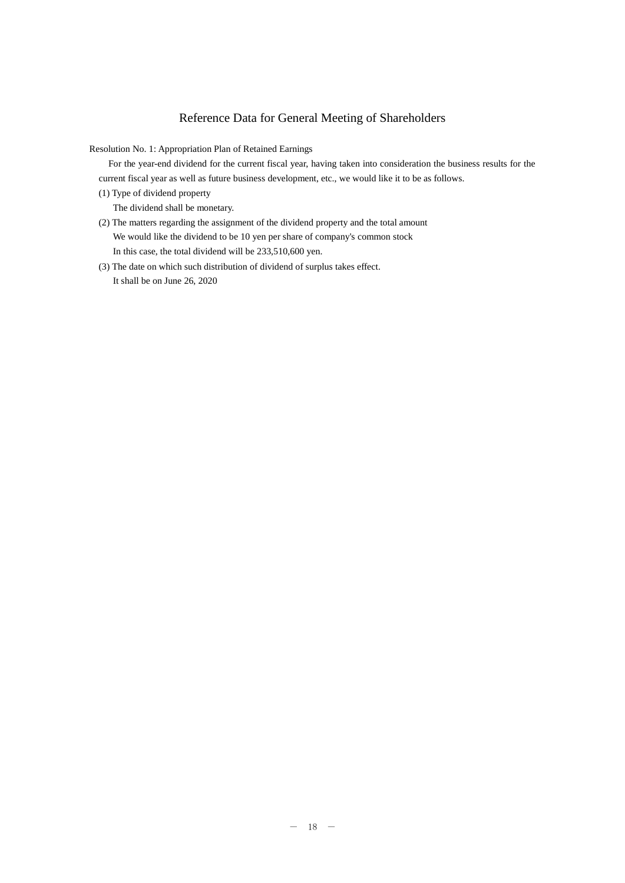# Reference Data for General Meeting of Shareholders

Resolution No. 1: Appropriation Plan of Retained Earnings

For the year-end dividend for the current fiscal year, having taken into consideration the business results for the current fiscal year as well as future business development, etc., we would like it to be as follows.

(1) Type of dividend property

The dividend shall be monetary.

(2) The matters regarding the assignment of the dividend property and the total amount

We would like the dividend to be 10 yen per share of company's common stock

In this case, the total dividend will be 233,510,600 yen.

(3) The date on which such distribution of dividend of surplus takes effect.

It shall be on June 26, 2020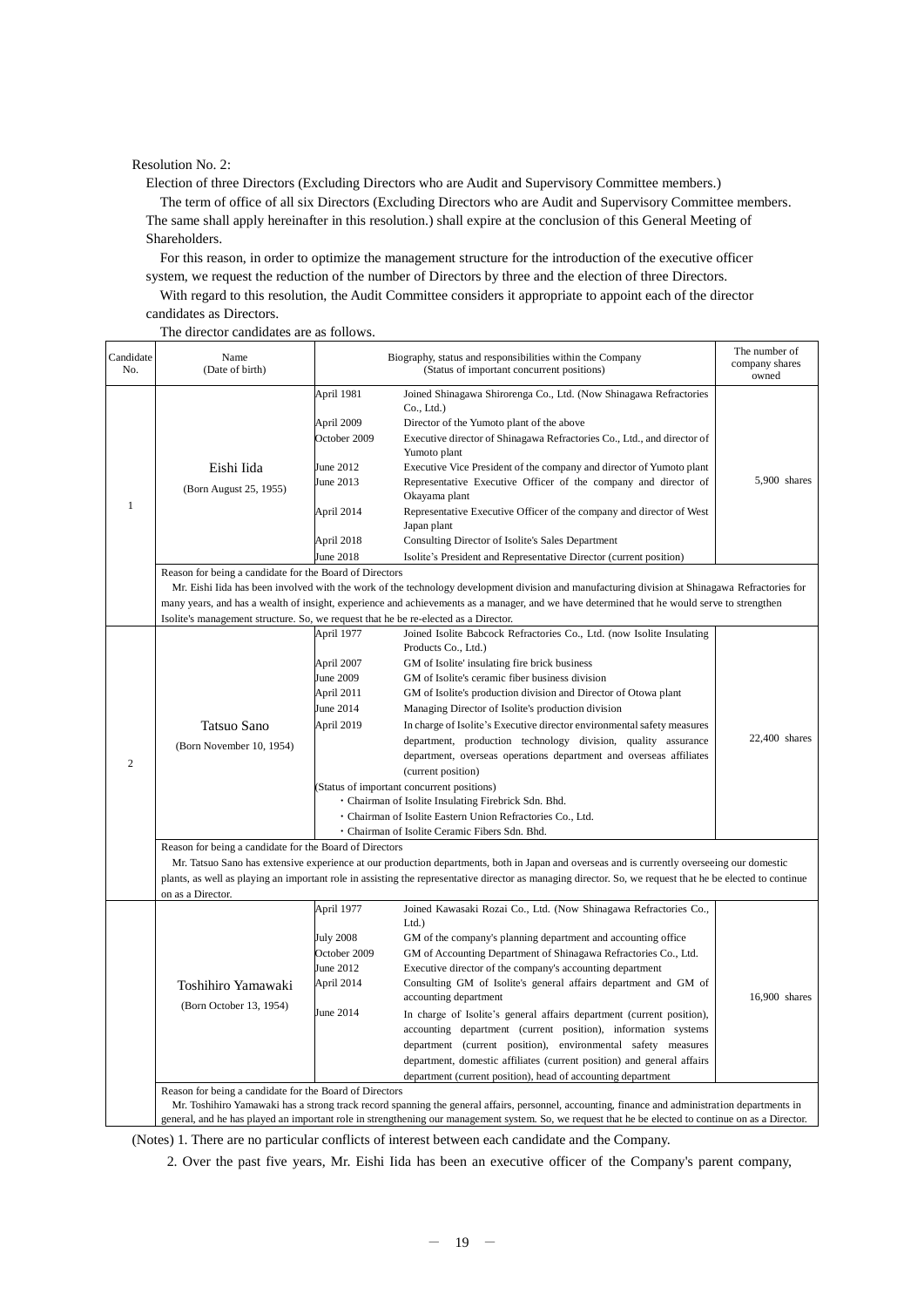Resolution No. 2:

Election of three Directors (Excluding Directors who are Audit and Supervisory Committee members.)

The term of office of all six Directors (Excluding Directors who are Audit and Supervisory Committee members. The same shall apply hereinafter in this resolution.) shall expire at the conclusion of this General Meeting of Shareholders.

For this reason, in order to optimize the management structure for the introduction of the executive officer system, we request the reduction of the number of Directors by three and the election of three Directors.

With regard to this resolution, the Audit Committee considers it appropriate to appoint each of the director candidates as Directors.

The director candidates are as follows.

| Candidate No. | Name (Date of birth) | Biography, status and responsibilities within the Company (Status of important concurrent positions) | The number of company shares owned |
|---|---|---|---|
| 1 | Eishi Iida (Born August 25, 1955) | April 1981 Joined Shinagawa Shirorenga Co., Ltd. (Now Shinagawa Refractories Co., Ltd.)<br>April 2009 Director of the Yumoto plant of the above<br>October 2009 Executive director of Shinagawa Refractories Co., Ltd., and director of Yumoto plant<br>June 2012 Executive Vice President of the company and director of Yumoto plant<br>June 2013 Representative Executive Officer of the company and director of Okayama plant<br>April 2014 Representative Executive Officer of the company and director of West Japan plant<br>April 2018 Consulting Director of Isolite's Sales Department<br>June 2018 Isolite's President and Representative Director (current position) | 5,900 shares |
| | Reason for being a candidate for the Board of Directors<br>Mr. Eishi Iida has been involved with the work of the technology development division and manufacturing division at Shinagawa Refractories for many years, and has a wealth of insight, experience and achievements as a manager, and we have determined that he would serve to strengthen Isolite's management structure. So, we request that he be re-elected as a Director. | | |
| 2 | Tatsuo Sano (Born November 10, 1954) | April 1977 Joined Isolite Babcock Refractories Co., Ltd. (now Isolite Insulating Products Co., Ltd.)<br>April 2007 GM of Isolite' insulating fire brick business<br>June 2009 GM of Isolite's ceramic fiber business division<br>April 2011 GM of Isolite's production division and Director of Otowa plant<br>June 2014 Managing Director of Isolite's production division<br>April 2019 In charge of Isolite's Executive director environmental safety measures department, production technology division, quality assurance department, overseas operations department and overseas affiliates (current position)<br>(Status of important concurrent positions)<br>・Chairman of Isolite Insulating Firebrick Sdn. Bhd.<br>・Chairman of Isolite Eastern Union Refractories Co., Ltd.<br>・Chairman of Isolite Ceramic Fibers Sdn. Bhd. | 22,400 shares |
| | Reason for being a candidate for the Board of Directors<br>Mr. Tatsuo Sano has extensive experience at our production departments, both in Japan and overseas and is currently overseeing our domestic plants, as well as playing an important role in assisting the representative director as managing director. So, we request that he be elected to continue on as a Director. | | |
| | Toshihiro Yamawaki (Born October 13, 1954) | April 1977 Joined Kawasaki Rozai Co., Ltd. (Now Shinagawa Refractories Co., Ltd.)<br>July 2008 GM of the company's planning department and accounting office<br>October 2009 GM of Accounting Department of Shinagawa Refractories Co., Ltd.<br>June 2012 Executive director of the company's accounting department<br>April 2014 Consulting GM of Isolite's general affairs department and GM of accounting department<br>June 2014 In charge of Isolite's general affairs department (current position), accounting department (current position), information systems department (current position), environmental safety measures department, domestic affiliates (current position) and general affairs department (current position), head of accounting department | 16,900 shares |
| | Reason for being a candidate for the Board of Directors<br>Mr. Toshihiro Yamawaki has a strong track record spanning the general affairs, personnel, accounting, finance and administration departments in general, and he has played an important role in strengthening our management system. So, we request that he be elected to continue on as a Director. | | |

(Notes) 1. There are no particular conflicts of interest between each candidate and the Company.

2. Over the past five years, Mr. Eishi Iida has been an executive officer of the Company's parent company,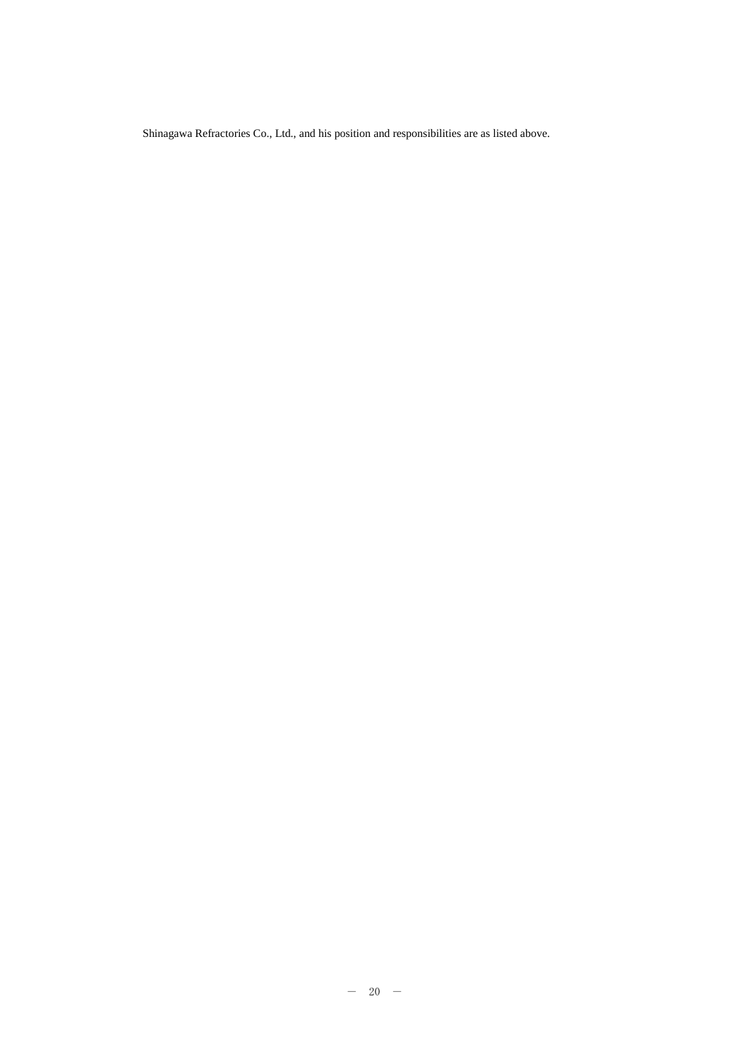Shinagawa Refractories Co., Ltd., and his position and responsibilities are as listed above.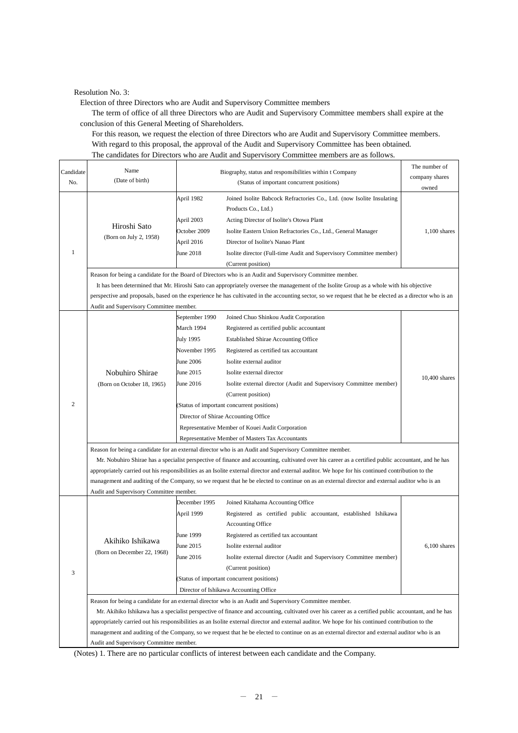Resolution No. 3:

Election of three Directors who are Audit and Supervisory Committee members

The term of office of all three Directors who are Audit and Supervisory Committee members shall expire at the conclusion of this General Meeting of Shareholders.

For this reason, we request the election of three Directors who are Audit and Supervisory Committee members. With regard to this proposal, the approval of the Audit and Supervisory Committee has been obtained.

The candidates for Directors who are Audit and Supervisory Committee members are as follows.

| Candidate No. | Name (Date of birth) | Biography, status and responsibilities within t Company (Status of important concurrent positions) | | The number of company shares owned |
|---|---|---|---|---|
| 1 | Hiroshi Sato (Born on July 2, 1958) | April 1982 | Joined Isolite Babcock Refractories Co., Ltd. (now Isolite Insulating Products Co., Ltd.) | 1,100 shares |
| | | April 2003 | Acting Director of Isolite's Otowa Plant | |
| | | October 2009 | Isolite Eastern Union Refractories Co., Ltd., General Manager | |
| | | April 2016 | Director of Isolite's Nanao Plant | |
| | | June 2018 | Isolite director (Full-time Audit and Supervisory Committee member) (Current position) | |
| | Reason for being a candidate for the Board of Directors who is an Audit and Supervisory Committee member. It has been determined that Mr. Hiroshi Sato can appropriately oversee the management of the Isolite Group as a whole with his objective perspective and proposals, based on the experience he has cultivated in the accounting sector, so we request that he be elected as a director who is an Audit and Supervisory Committee member. | | | |
| 2 | Nobuhiro Shirae (Born on October 18, 1965) | September 1990 | Joined Chuo Shinkou Audit Corporation | 10,400 shares |
| | | March 1994 | Registered as certified public accountant | |
| | | July 1995 | Established Shirae Accounting Office | |
| | | November 1995 | Registered as certified tax accountant | |
| | | June 2006 | Isolite external auditor | |
| | | June 2015 | Isolite external director | |
| | | June 2016 | Isolite external director (Audit and Supervisory Committee member) (Current position) | |
| | | (Status of important concurrent positions) Director of Shirae Accounting Office; Representative Member of Kouei Audit Corporation; Representative Member of Masters Tax Accountants | | |
| | Reason for being a candidate for an external director who is an Audit and Supervisory Committee member. Mr. Nobuhiro Shirae has a specialist perspective of finance and accounting, cultivated over his career as a certified public accountant, and he has appropriately carried out his responsibilities as an Isolite external director and external auditor. We hope for his continued contribution to the management and auditing of the Company, so we request that he be elected to continue on as an external director and external auditor who is an Audit and Supervisory Committee member. | | | |
| 3 | Akihiko Ishikawa (Born on December 22, 1968) | December 1995 | Joined Kitahama Accounting Office | 6,100 shares |
| | | April 1999 | Registered as certified public accountant, established Ishikawa Accounting Office | |
| | | June 1999 | Registered as certified tax accountant | |
| | | June 2015 | Isolite external auditor | |
| | | June 2016 | Isolite external director (Audit and Supervisory Committee member) (Current position) | |
| | | (Status of important concurrent positions) Director of Ishikawa Accounting Office | | |
| | Reason for being a candidate for an external director who is an Audit and Supervisory Committee member. Mr. Akihiko Ishikawa has a specialist perspective of finance and accounting, cultivated over his career as a certified public accountant, and he has appropriately carried out his responsibilities as an Isolite external director and external auditor. We hope for his continued contribution to the management and auditing of the Company, so we request that he be elected to continue on as an external director and external auditor who is an Audit and Supervisory Committee member. | | | |

(Notes) 1. There are no particular conflicts of interest between each candidate and the Company.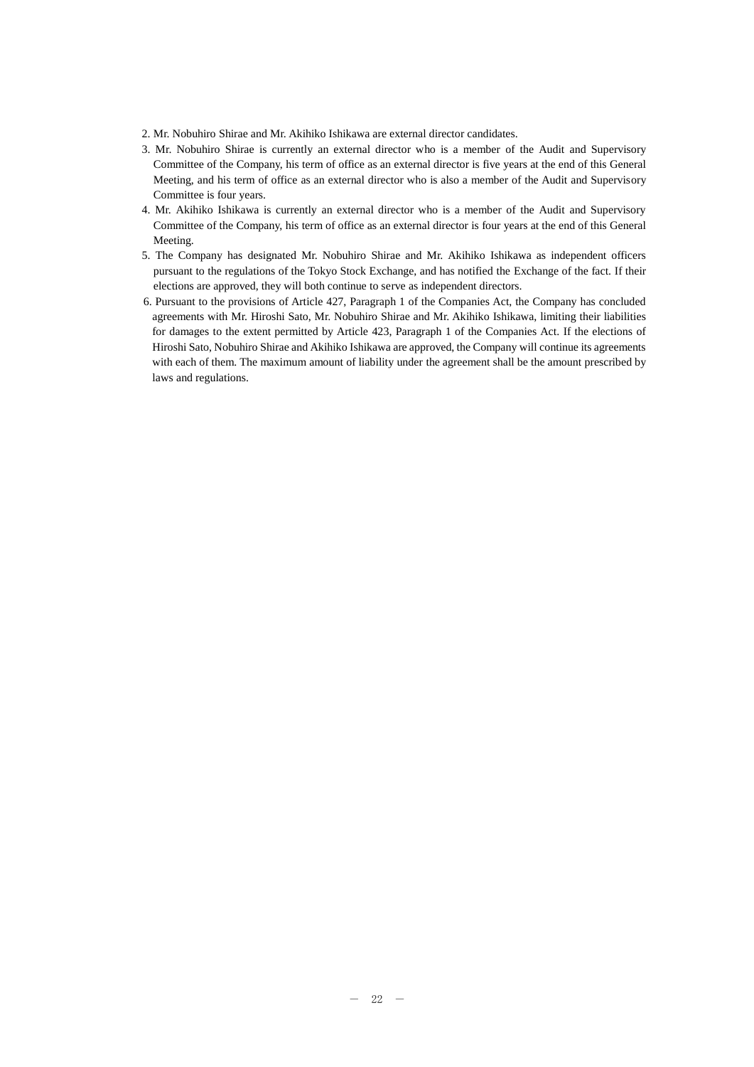2. Mr. Nobuhiro Shirae and Mr. Akihiko Ishikawa are external director candidates.
3. Mr. Nobuhiro Shirae is currently an external director who is a member of the Audit and Supervisory Committee of the Company, his term of office as an external director is five years at the end of this General Meeting, and his term of office as an external director who is also a member of the Audit and Supervisory Committee is four years.
4. Mr. Akihiko Ishikawa is currently an external director who is a member of the Audit and Supervisory Committee of the Company, his term of office as an external director is four years at the end of this General Meeting.
5. The Company has designated Mr. Nobuhiro Shirae and Mr. Akihiko Ishikawa as independent officers pursuant to the regulations of the Tokyo Stock Exchange, and has notified the Exchange of the fact. If their elections are approved, they will both continue to serve as independent directors.
6. Pursuant to the provisions of Article 427, Paragraph 1 of the Companies Act, the Company has concluded agreements with Mr. Hiroshi Sato, Mr. Nobuhiro Shirae and Mr. Akihiko Ishikawa, limiting their liabilities for damages to the extent permitted by Article 423, Paragraph 1 of the Companies Act. If the elections of Hiroshi Sato, Nobuhiro Shirae and Akihiko Ishikawa are approved, the Company will continue its agreements with each of them. The maximum amount of liability under the agreement shall be the amount prescribed by laws and regulations.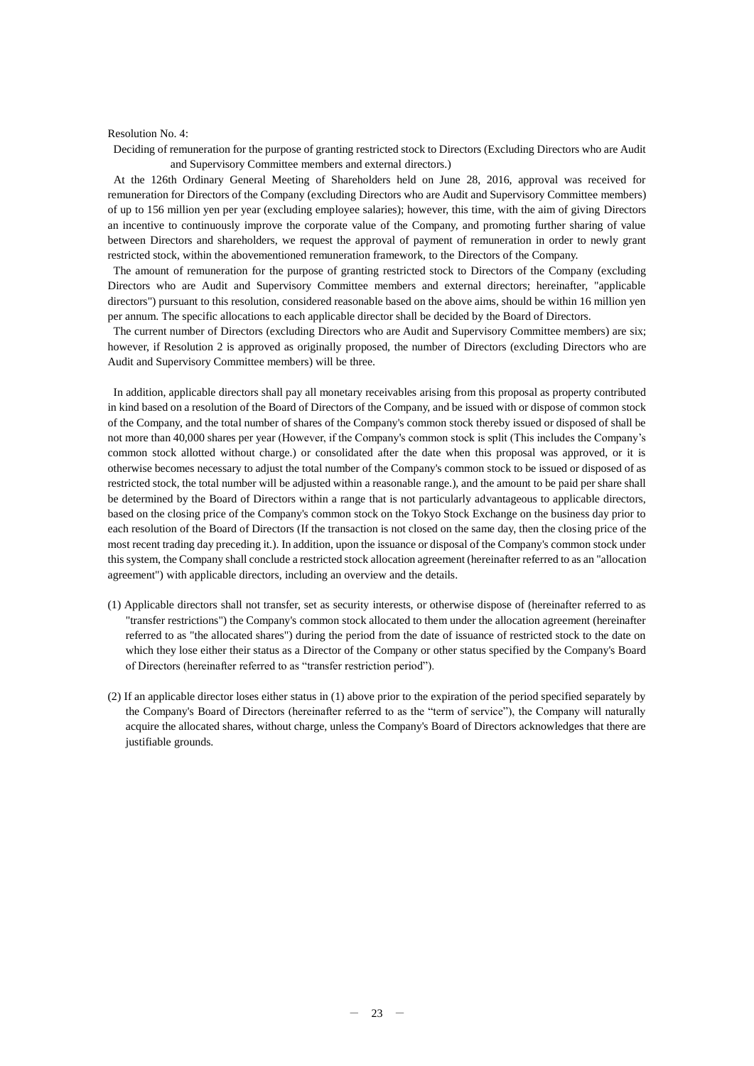Resolution No. 4:

Deciding of remuneration for the purpose of granting restricted stock to Directors (Excluding Directors who are Audit and Supervisory Committee members and external directors.)

At the 126th Ordinary General Meeting of Shareholders held on June 28, 2016, approval was received for remuneration for Directors of the Company (excluding Directors who are Audit and Supervisory Committee members) of up to 156 million yen per year (excluding employee salaries); however, this time, with the aim of giving Directors an incentive to continuously improve the corporate value of the Company, and promoting further sharing of value between Directors and shareholders, we request the approval of payment of remuneration in order to newly grant restricted stock, within the abovementioned remuneration framework, to the Directors of the Company.

The amount of remuneration for the purpose of granting restricted stock to Directors of the Company (excluding Directors who are Audit and Supervisory Committee members and external directors; hereinafter, "applicable directors") pursuant to this resolution, considered reasonable based on the above aims, should be within 16 million yen per annum. The specific allocations to each applicable director shall be decided by the Board of Directors.

The current number of Directors (excluding Directors who are Audit and Supervisory Committee members) are six; however, if Resolution 2 is approved as originally proposed, the number of Directors (excluding Directors who are Audit and Supervisory Committee members) will be three.

In addition, applicable directors shall pay all monetary receivables arising from this proposal as property contributed in kind based on a resolution of the Board of Directors of the Company, and be issued with or dispose of common stock of the Company, and the total number of shares of the Company's common stock thereby issued or disposed of shall be not more than 40,000 shares per year (However, if the Company's common stock is split (This includes the Company's common stock allotted without charge.) or consolidated after the date when this proposal was approved, or it is otherwise becomes necessary to adjust the total number of the Company's common stock to be issued or disposed of as restricted stock, the total number will be adjusted within a reasonable range.), and the amount to be paid per share shall be determined by the Board of Directors within a range that is not particularly advantageous to applicable directors, based on the closing price of the Company's common stock on the Tokyo Stock Exchange on the business day prior to each resolution of the Board of Directors (If the transaction is not closed on the same day, then the closing price of the most recent trading day preceding it.). In addition, upon the issuance or disposal of the Company's common stock under this system, the Company shall conclude a restricted stock allocation agreement (hereinafter referred to as an "allocation agreement") with applicable directors, including an overview and the details.

(1) Applicable directors shall not transfer, set as security interests, or otherwise dispose of (hereinafter referred to as "transfer restrictions") the Company's common stock allocated to them under the allocation agreement (hereinafter referred to as "the allocated shares") during the period from the date of issuance of restricted stock to the date on which they lose either their status as a Director of the Company or other status specified by the Company's Board of Directors (hereinafter referred to as "transfer restriction period").

(2) If an applicable director loses either status in (1) above prior to the expiration of the period specified separately by the Company's Board of Directors (hereinafter referred to as the "term of service"), the Company will naturally acquire the allocated shares, without charge, unless the Company's Board of Directors acknowledges that there are justifiable grounds.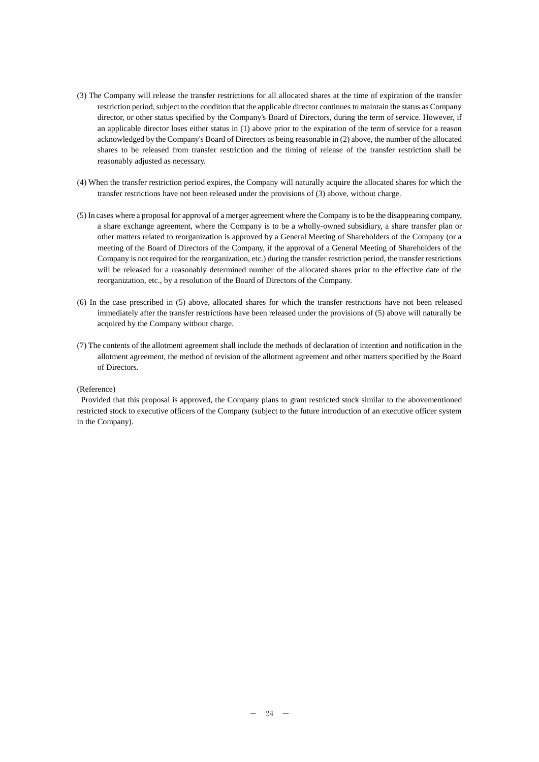(3) The Company will release the transfer restrictions for all allocated shares at the time of expiration of the transfer restriction period, subject to the condition that the applicable director continues to maintain the status as Company director, or other status specified by the Company's Board of Directors, during the term of service. However, if an applicable director loses either status in (1) above prior to the expiration of the term of service for a reason acknowledged by the Company's Board of Directors as being reasonable in (2) above, the number of the allocated shares to be released from transfer restriction and the timing of release of the transfer restriction shall be reasonably adjusted as necessary.

(4) When the transfer restriction period expires, the Company will naturally acquire the allocated shares for which the transfer restrictions have not been released under the provisions of (3) above, without charge.

(5) In cases where a proposal for approval of a merger agreement where the Company is to be the disappearing company, a share exchange agreement, where the Company is to be a wholly-owned subsidiary, a share transfer plan or other matters related to reorganization is approved by a General Meeting of Shareholders of the Company (or a meeting of the Board of Directors of the Company, if the approval of a General Meeting of Shareholders of the Company is not required for the reorganization, etc.) during the transfer restriction period, the transfer restrictions will be released for a reasonably determined number of the allocated shares prior to the effective date of the reorganization, etc., by a resolution of the Board of Directors of the Company.

(6) In the case prescribed in (5) above, allocated shares for which the transfer restrictions have not been released immediately after the transfer restrictions have been released under the provisions of (5) above will naturally be acquired by the Company without charge.

(7) The contents of the allotment agreement shall include the methods of declaration of intention and notification in the allotment agreement, the method of revision of the allotment agreement and other matters specified by the Board of Directors.

(Reference)

Provided that this proposal is approved, the Company plans to grant restricted stock similar to the abovementioned restricted stock to executive officers of the Company (subject to the future introduction of an executive officer system in the Company).